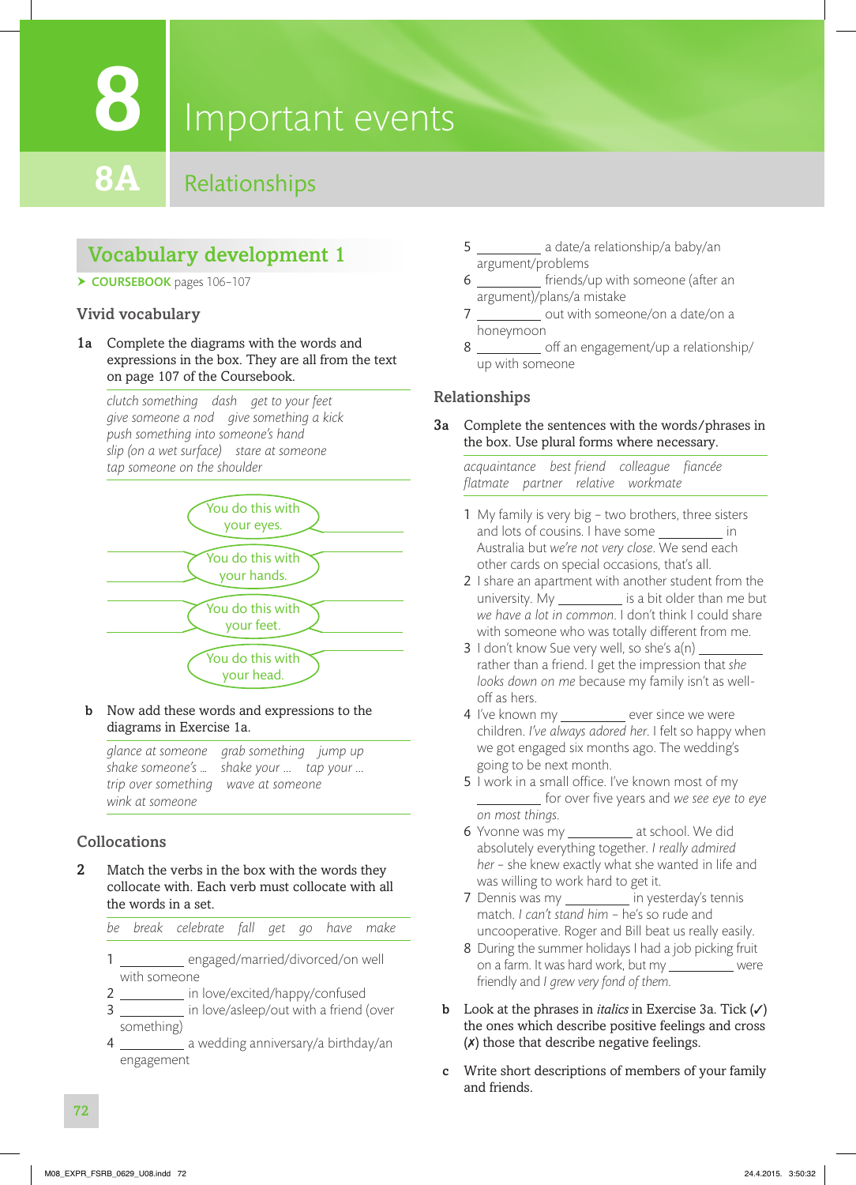# 8 Important events

## 8A Relationships

### Vocabulary development 1

➤ **COURSEBOOK** pages 106–107

#### Vivid vocabulary

**1a** Complete the diagrams with the words and expressions in the box. They are all from the text on page 107 of the Coursebook.

*clutch something   dash   get to your feet*
*give someone a nod   give something a kick*
*push something into someone's hand*
*slip (on a wet surface)   stare at someone*
*tap someone on the shoulder*

You do this with your eyes.

You do this with your hands.

You do this with your feet.

You do this with your head.

**b** Now add these words and expressions to the diagrams in Exercise 1a.

*glance at someone   grab something   jump up*
*shake someone's …   shake your …   tap your …*
*trip over something   wave at someone*
*wink at someone*

#### Collocations

**2** Match the verbs in the box with the words they collocate with. Each verb must collocate with all the words in a set.

*be   break   celebrate   fall   get   go   have   make*

1 _________ engaged/married/divorced/on well with someone
2 _________ in love/excited/happy/confused
3 _________ in love/asleep/out with a friend (over something)
4 _________ a wedding anniversary/a birthday/an engagement
5 _________ a date/a relationship/a baby/an argument/problems
6 _________ friends/up with someone (after an argument)/plans/a mistake
7 _________ out with someone/on a date/on a honeymoon
8 _________ off an engagement/up a relationship/up with someone

#### Relationships

**3a** Complete the sentences with the words/phrases in the box. Use plural forms where necessary.

*acquaintance   best friend   colleague   fiancée*
*flatmate   partner   relative   workmate*

1 My family is very big – two brothers, three sisters and lots of cousins. I have some _________ in Australia but *we're not very close*. We send each other cards on special occasions, that's all.
2 I share an apartment with another student from the university. My _________ is a bit older than me but *we have a lot in common*. I don't think I could share with someone who was totally different from me.
3 I don't know Sue very well, so she's a(n) _________ rather than a friend. I get the impression that *she looks down on me* because my family isn't as well-off as hers.
4 I've known my _________ ever since we were children. *I've always adored her*. I felt so happy when we got engaged six months ago. The wedding's going to be next month.
5 I work in a small office. I've known most of my _________ for over five years and *we see eye to eye on most things*.
6 Yvonne was my _________ at school. We did absolutely everything together. *I really admired her* – she knew exactly what she wanted in life and was willing to work hard to get it.
7 Dennis was my _________ in yesterday's tennis match. *I can't stand him* – he's so rude and uncooperative. Roger and Bill beat us really easily.
8 During the summer holidays I had a job picking fruit on a farm. It was hard work, but my _________ were friendly and *I grew very fond of them*.

**b** Look at the phrases in *italics* in Exercise 3a. Tick (✓) the ones which describe positive feelings and cross (✗) those that describe negative feelings.

**c** Write short descriptions of members of your family and friends.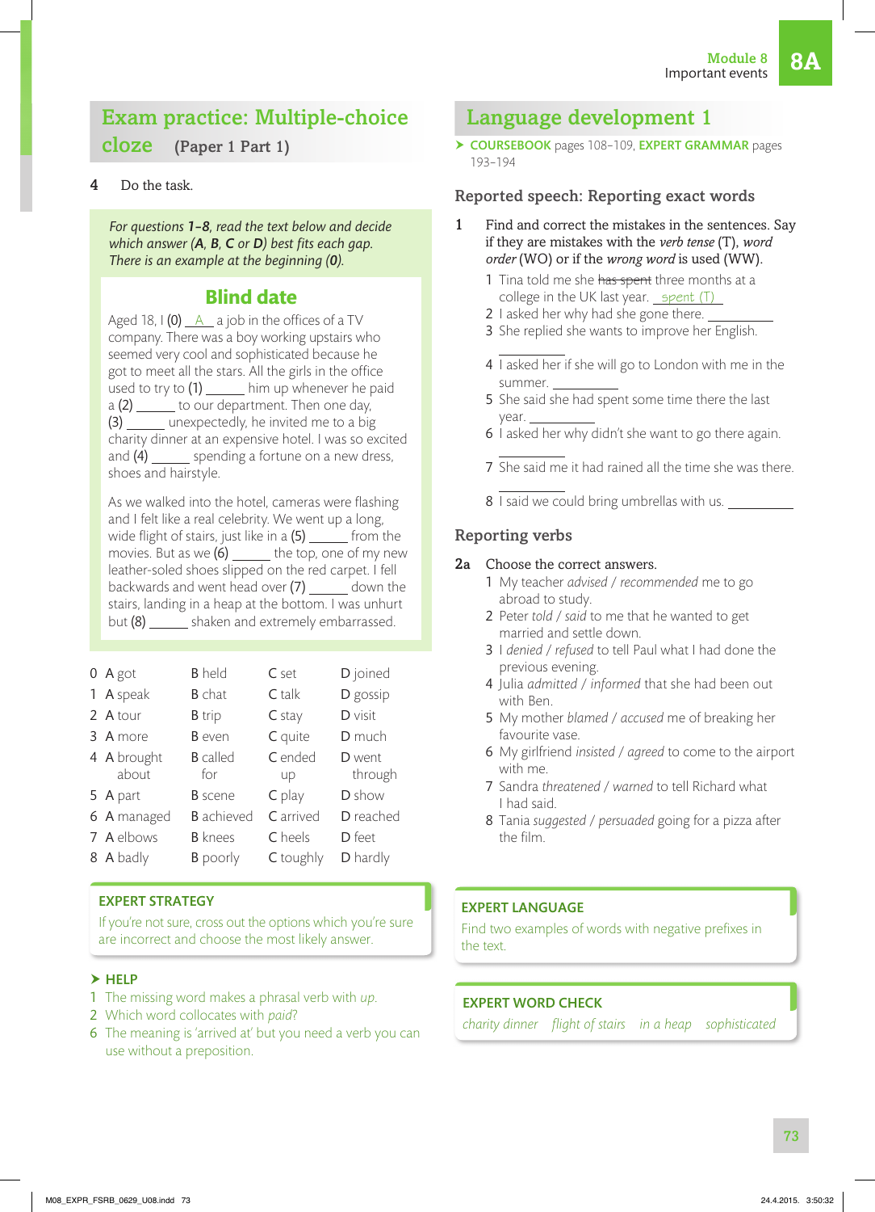## Exam practice: Multiple-choice cloze (Paper 1 Part 1)

**4** Do the task.

*For questions **1–8**, read the text below and decide which answer (**A**, **B**, **C** or **D**) best fits each gap. There is an example at the beginning **(0)**.*

### Blind date

Aged 18, I **(0)** __A__ a job in the offices of a TV company. There was a boy working upstairs who seemed very cool and sophisticated because he got to meet all the stars. All the girls in the office used to try to **(1)** _____ him up whenever he paid a **(2)** _____ to our department. Then one day, **(3)** _____ unexpectedly, he invited me to a big charity dinner at an expensive hotel. I was so excited and **(4)** _____ spending a fortune on a new dress, shoes and hairstyle.

As we walked into the hotel, cameras were flashing and I felt like a real celebrity. We went up a long, wide flight of stairs, just like in a **(5)** _____ from the movies. But as we **(6)** _____ the top, one of my new leather-soled shoes slipped on the red carpet. I fell backwards and went head over **(7)** _____ down the stairs, landing in a heap at the bottom. I was unhurt but **(8)** _____ shaken and extremely embarrassed.

| | A | B | C | D |
|---|---|---|---|---|
| 0 | got | held | set | joined |
| 1 | speak | chat | talk | gossip |
| 2 | tour | trip | stay | visit |
| 3 | more | even | quite | much |
| 4 | brought about | called for | ended up | went through |
| 5 | part | scene | play | show |
| 6 | managed | achieved | arrived | reached |
| 7 | elbows | knees | heels | feet |
| 8 | badly | poorly | toughly | hardly |

**EXPERT STRATEGY**

If you're not sure, cross out the options which you're sure are incorrect and choose the most likely answer.

**HELP**

1 The missing word makes a phrasal verb with *up*.
2 Which word collocates with *paid*?
6 The meaning is 'arrived at' but you need a verb you can use without a preposition.

## Language development 1

➤ **COURSEBOOK** pages 108–109, **EXPERT GRAMMAR** pages 193–194

### Reported speech: Reporting exact words

**1** Find and correct the mistakes in the sentences. Say if they are mistakes with the *verb tense* (T), *word order* (WO) or if the *wrong word* is used (WW).

1 Tina told me she ~~has spent~~ three months at a college in the UK last year. __spent (T)__
2 I asked her why had she gone there. __________
3 She replied she wants to improve her English. __________
4 I asked her if she will go to London with me in the summer. __________
5 She said she had spent some time there the last year. __________
6 I asked her why didn't she want to go there again. __________
7 She said me it had rained all the time she was there. __________
8 I said we could bring umbrellas with us. __________

### Reporting verbs

**2a** Choose the correct answers.

1 My teacher *advised* / *recommended* me to go abroad to study.
2 Peter *told* / *said* to me that he wanted to get married and settle down.
3 I *denied* / *refused* to tell Paul what I had done the previous evening.
4 Julia *admitted* / *informed* that she had been out with Ben.
5 My mother *blamed* / *accused* me of breaking her favourite vase.
6 My girlfriend *insisted* / *agreed* to come to the airport with me.
7 Sandra *threatened* / *warned* to tell Richard what I had said.
8 Tania *suggested* / *persuaded* going for a pizza after the film.

**EXPERT LANGUAGE**

Find two examples of words with negative prefixes in the text.

**EXPERT WORD CHECK**

*charity dinner* *flight of stairs* *in a heap* *sophisticated*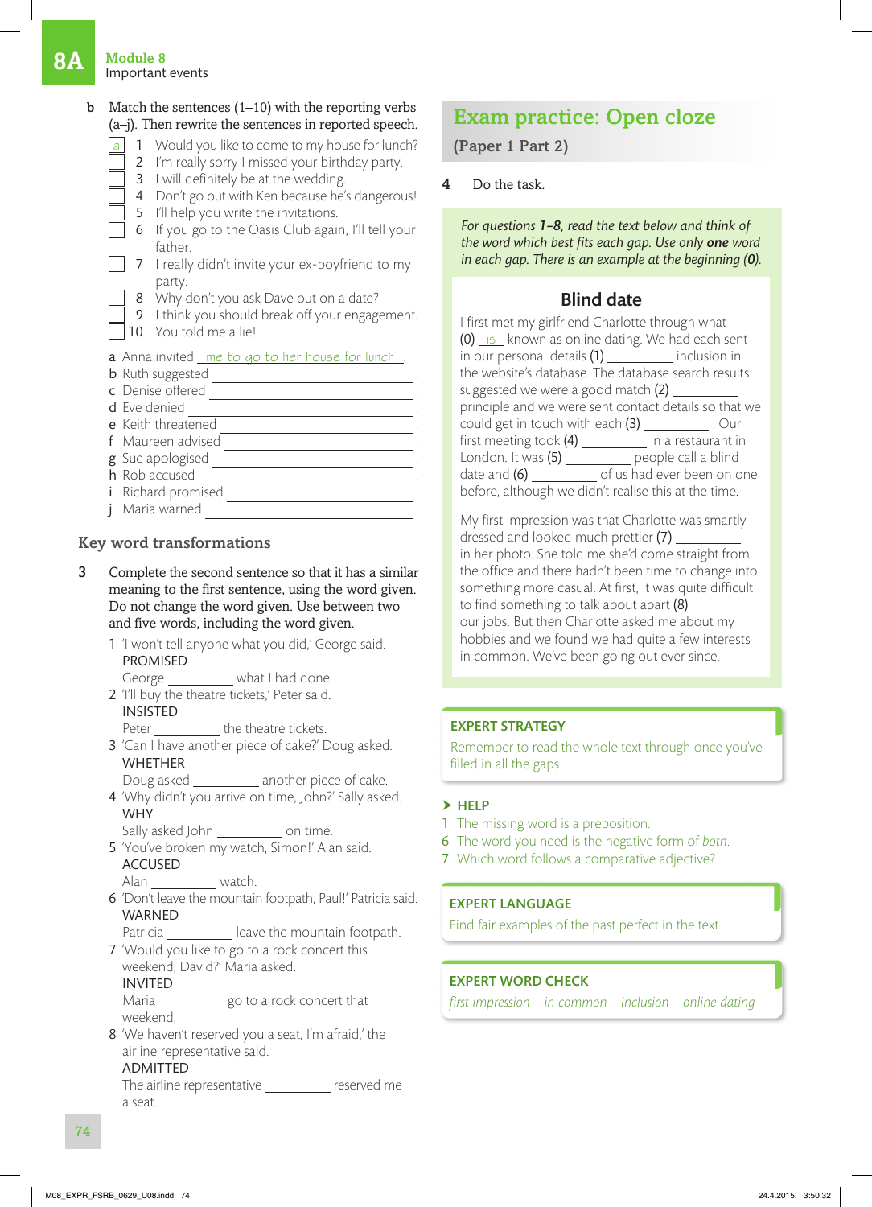# 8A Module 8
Important events

**b** Match the sentences (1–10) with the reporting verbs (a–j). Then rewrite the sentences in reported speech.

- [a] 1 Would you like to come to my house for lunch?
- [ ] 2 I'm really sorry I missed your birthday party.
- [ ] 3 I will definitely be at the wedding.
- [ ] 4 Don't go out with Ken because he's dangerous!
- [ ] 5 I'll help you write the invitations.
- [ ] 6 If you go to the Oasis Club again, I'll tell your father.
- [ ] 7 I really didn't invite your ex-boyfriend to my party.
- [ ] 8 Why don't you ask Dave out on a date?
- [ ] 9 I think you should break off your engagement.
- [ ] 10 You told me a lie!

a Anna invited <u>me to go to her house for lunch</u>.
b Ruth suggested ____________________.
c Denise offered ____________________.
d Eve denied ____________________.
e Keith threatened ____________________.
f Maureen advised ____________________.
g Sue apologised ____________________.
h Rob accused ____________________.
i Richard promised ____________________.
j Maria warned ____________________.

## Key word transformations

**3** Complete the second sentence so that it has a similar meaning to the first sentence, using the word given. Do not change the word given. Use between two and five words, including the word given.

1 'I won't tell anyone what you did,' George said.
PROMISED
George __________ what I had done.

2 'I'll buy the theatre tickets,' Peter said.
INSISTED
Peter __________ the theatre tickets.

3 'Can I have another piece of cake?' Doug asked.
WHETHER
Doug asked __________ another piece of cake.

4 'Why didn't you arrive on time, John?' Sally asked.
WHY
Sally asked John __________ on time.

5 'You've broken my watch, Simon!' Alan said.
ACCUSED
Alan __________ watch.

6 'Don't leave the mountain footpath, Paul!' Patricia said.
WARNED
Patricia __________ leave the mountain footpath.

7 'Would you like to go to a rock concert this weekend, David?' Maria asked.
INVITED
Maria __________ go to a rock concert that weekend.

8 'We haven't reserved you a seat, I'm afraid,' the airline representative said.
ADMITTED
The airline representative __________ reserved me a seat.

## Exam practice: Open cloze
### (Paper 1 Part 2)

**4** Do the task.

*For questions **1–8**, read the text below and think of the word which best fits each gap. Use only **one** word in each gap. There is an example at the beginning (**0**).*

### Blind date

I first met my girlfriend Charlotte through what (0) <u>is</u> known as online dating. We had each sent in our personal details (1) __________ inclusion in the website's database. The database search results suggested we were a good match (2) __________ principle and we were sent contact details so that we could get in touch with each (3) __________. Our first meeting took (4) __________ in a restaurant in London. It was (5) __________ people call a blind date and (6) __________ of us had ever been on one before, although we didn't realise this at the time.

My first impression was that Charlotte was smartly dressed and looked much prettier (7) __________ in her photo. She told me she'd come straight from the office and there hadn't been time to change into something more casual. At first, it was quite difficult to find something to talk about apart (8) __________ our jobs. But then Charlotte asked me about my hobbies and we found we had quite a few interests in common. We've been going out ever since.

**EXPERT STRATEGY**

Remember to read the whole text through once you've filled in all the gaps.

**HELP**

1 The missing word is a preposition.
6 The word you need is the negative form of *both*.
7 Which word follows a comparative adjective?

**EXPERT LANGUAGE**

Find fair examples of the past perfect in the text.

**EXPERT WORD CHECK**

*first impression* *in common* *inclusion* *online dating*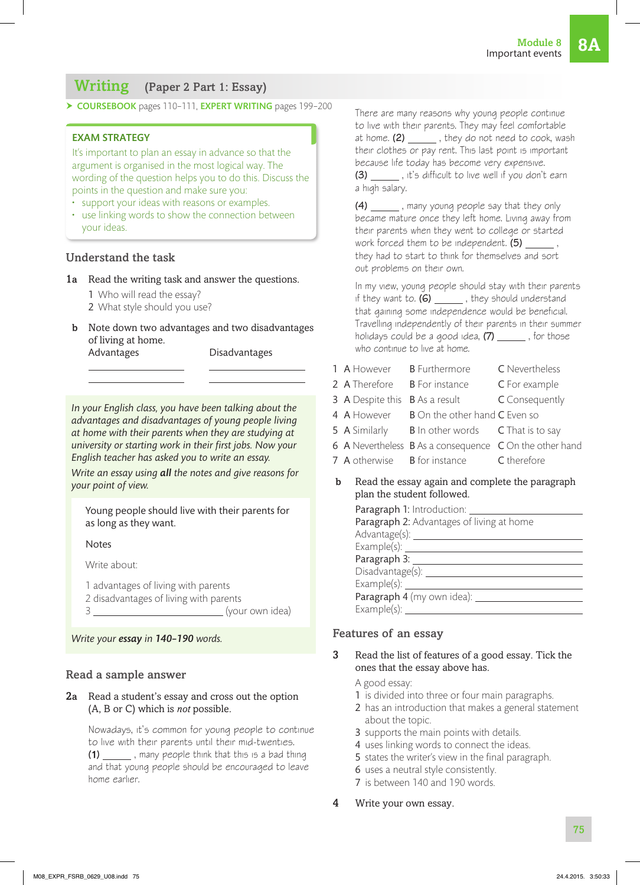## Writing (Paper 2 Part 1: Essay)

➤ **COURSEBOOK** pages 110–111, **EXPERT WRITING** pages 199–200

**EXAM STRATEGY**

It's important to plan an essay in advance so that the argument is organised in the most logical way. The wording of the question helps you to do this. Discuss the points in the question and make sure you:

- support your ideas with reasons or examples.
- use linking words to show the connection between your ideas.

### Understand the task

**1a** Read the writing task and answer the questions.

1 Who will read the essay?
2 What style should you use?

**b** Note down two advantages and two disadvantages of living at home.

| Advantages | Disadvantages |
| --- | --- |
| ______ | ______ |
| ______ | ______ |

*In your English class, you have been talking about the advantages and disadvantages of young people living at home with their parents when they are studying at university or starting work in their first jobs. Now your English teacher has asked you to write an essay.*

*Write an essay using **all** the notes and give reasons for your point of view.*

Young people should live with their parents for as long as they want.

Notes

Write about:

1 advantages of living with parents
2 disadvantages of living with parents
3 ____________________ (your own idea)

*Write your **essay** in **140–190** words.*

### Read a sample answer

**2a** Read a student's essay and cross out the option (A, B or C) which is *not* possible.

Nowadays, it's common for young people to continue to live with their parents until their mid-twenties. **(1)** ______ , many people think that this is a bad thing and that young people should be encouraged to leave home earlier.

There are many reasons why young people continue to live with their parents. They may feel comfortable at home. **(2)** ______ , they do not need to cook, wash their clothes or pay rent. This last point is important because life today has become very expensive. **(3)** ______ , it's difficult to live well if you don't earn a high salary.

**(4)** ______ , many young people say that they only became mature once they left home. Living away from their parents when they went to college or started work forced them to be independent. **(5)** ______ , they had to start to think for themselves and sort out problems on their own.

In my view, young people should stay with their parents if they want to. **(6)** ______ , they should understand that gaining some independence would be beneficial. Travelling independently of their parents in their summer holidays could be a good idea, **(7)** ______ , for those who continue to live at home.

| | A | B | C |
| --- | --- | --- | --- |
| 1 | A However | B Furthermore | C Nevertheless |
| 2 | A Therefore | B For instance | C For example |
| 3 | A Despite this | B As a result | C Consequently |
| 4 | A However | B On the other hand | C Even so |
| 5 | A Similarly | B In other words | C That is to say |
| 6 | A Nevertheless | B As a consequence | C On the other hand |
| 7 | A otherwise | B for instance | C therefore |

**b** Read the essay again and complete the paragraph plan the student followed.

Paragraph 1: Introduction: ______
Paragraph 2: Advantages of living at home
Advantage(s): ______
Example(s): ______
Paragraph 3: ______
Disadvantage(s): ______
Example(s): ______
Paragraph 4 (my own idea): ______
Example(s): ______

### Features of an essay

**3** Read the list of features of a good essay. Tick the ones that the essay above has.

A good essay:

1 is divided into three or four main paragraphs.
2 has an introduction that makes a general statement about the topic.
3 supports the main points with details.
4 uses linking words to connect the ideas.
5 states the writer's view in the final paragraph.
6 uses a neutral style consistently.
7 is between 140 and 190 words.

**4** Write your own essay.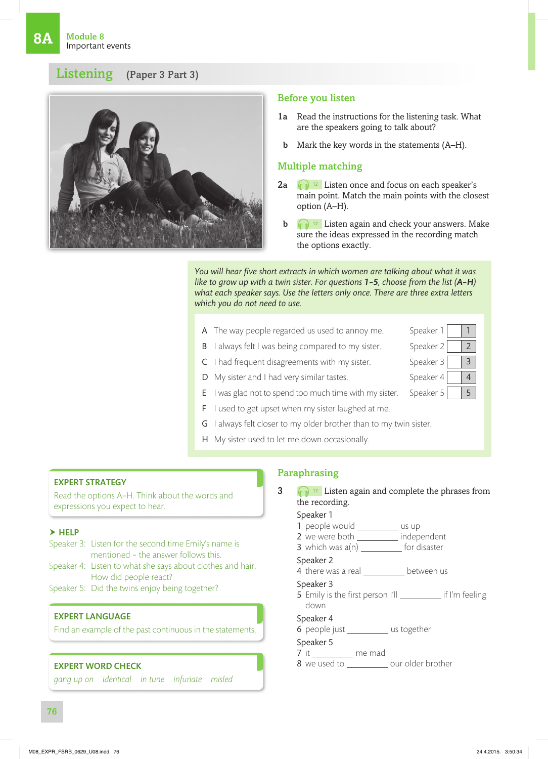# 8A Module 8 Important events

## Listening (Paper 3 Part 3)

### Before you listen

1a Read the instructions for the listening task. What are the speakers going to talk about?

b Mark the key words in the statements (A–H).

### Multiple matching

2a 12 Listen once and focus on each speaker's main point. Match the main points with the closest option (A–H).

b 12 Listen again and check your answers. Make sure the ideas expressed in the recording match the options exactly.

*You will hear five short extracts in which women are talking about what it was like to grow up with a twin sister. For questions **1–5**, choose from the list (**A–H**) what each speaker says. Use the letters only once. There are three extra letters which you do not need to use.*

A The way people regarded us used to annoy me.
B I always felt I was being compared to my sister.
C I had frequent disagreements with my sister.
D My sister and I had very similar tastes.
E I was glad not to spend too much time with my sister.
F I used to get upset when my sister laughed at me.
G I always felt closer to my older brother than to my twin sister.
H My sister used to let me down occasionally.

| | | |
|---|---|---|
| Speaker 1 | | 1 |
| Speaker 2 | | 2 |
| Speaker 3 | | 3 |
| Speaker 4 | | 4 |
| Speaker 5 | | 5 |

### EXPERT STRATEGY

Read the options A–H. Think about the words and expressions you expect to hear.

### HELP

Speaker 3: Listen for the second time Emily's name is mentioned – the answer follows this.
Speaker 4: Listen to what she says about clothes and hair. How did people react?
Speaker 5: Did the twins enjoy being together?

### EXPERT LANGUAGE

Find an example of the past continuous in the statements.

### EXPERT WORD CHECK

*gang up on identical in tune infuriate misled*

### Paraphrasing

3 12 Listen again and complete the phrases from the recording.

Speaker 1
1 people would __________ us up
2 we were both __________ independent
3 which was a(n) __________ for disaster

Speaker 2
4 there was a real __________ between us

Speaker 3
5 Emily is the first person I'll __________ if I'm feeling down

Speaker 4
6 people just __________ us together

Speaker 5
7 it __________ me mad
8 we used to __________ our older brother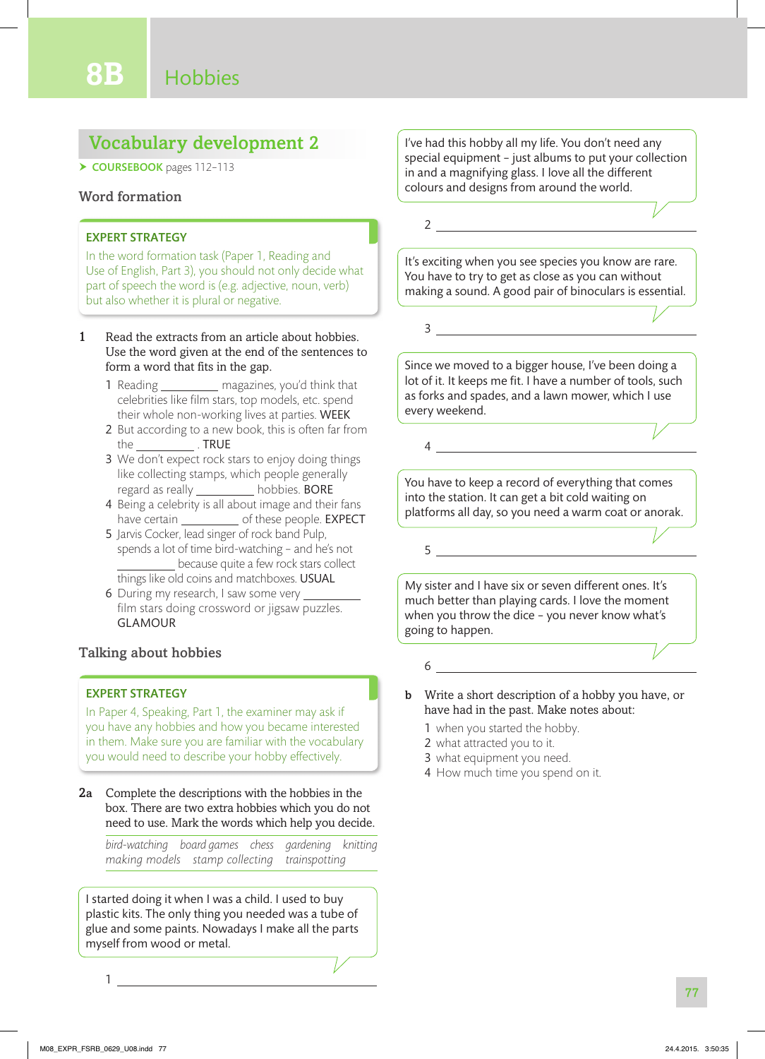# 8B Hobbies

## Vocabulary development 2

➤ **COURSEBOOK** pages 112–113

### Word formation

**EXPERT STRATEGY**

In the word formation task (Paper 1, Reading and Use of English, Part 3), you should not only decide what part of speech the word is (e.g. adjective, noun, verb) but also whether it is plural or negative.

**1** Read the extracts from an article about hobbies. Use the word given at the end of the sentences to form a word that fits in the gap.

1. Reading __________ magazines, you'd think that celebrities like film stars, top models, etc. spend their whole non-working lives at parties. WEEK
2. But according to a new book, this is often far from the __________ . TRUE
3. We don't expect rock stars to enjoy doing things like collecting stamps, which people generally regard as really __________ hobbies. BORE
4. Being a celebrity is all about image and their fans have certain __________ of these people. EXPECT
5. Jarvis Cocker, lead singer of rock band Pulp, spends a lot of time bird-watching – and he's not __________ because quite a few rock stars collect things like old coins and matchboxes. USUAL
6. During my research, I saw some very __________ film stars doing crossword or jigsaw puzzles. GLAMOUR

### Talking about hobbies

**EXPERT STRATEGY**

In Paper 4, Speaking, Part 1, the examiner may ask if you have any hobbies and how you became interested in them. Make sure you are familiar with the vocabulary you would need to describe your hobby effectively.

**2a** Complete the descriptions with the hobbies in the box. There are two extra hobbies which you do not need to use. Mark the words which help you decide.

*bird-watching   board games   chess   gardening   knitting   making models   stamp collecting   trainspotting*

> I started doing it when I was a child. I used to buy plastic kits. The only thing you needed was a tube of glue and some paints. Nowadays I make all the parts myself from wood or metal.

1 ____________________

> I've had this hobby all my life. You don't need any special equipment – just albums to put your collection in and a magnifying glass. I love all the different colours and designs from around the world.

2 ____________________

> It's exciting when you see species you know are rare. You have to try to get as close as you can without making a sound. A good pair of binoculars is essential.

3 ____________________

> Since we moved to a bigger house, I've been doing a lot of it. It keeps me fit. I have a number of tools, such as forks and spades, and a lawn mower, which I use every weekend.

4 ____________________

> You have to keep a record of everything that comes into the station. It can get a bit cold waiting on platforms all day, so you need a warm coat or anorak.

5 ____________________

> My sister and I have six or seven different ones. It's much better than playing cards. I love the moment when you throw the dice – you never know what's going to happen.

6 ____________________

**b** Write a short description of a hobby you have, or have had in the past. Make notes about:

1. when you started the hobby.
2. what attracted you to it.
3. what equipment you need.
4. How much time you spend on it.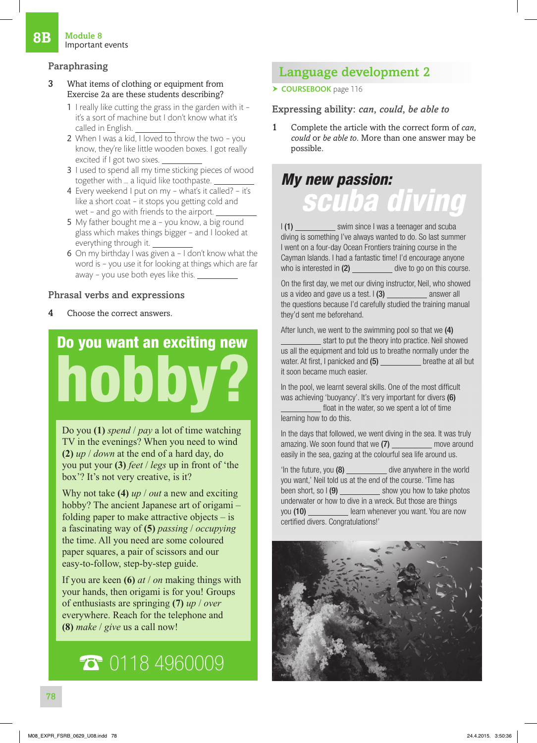## Paraphrasing

3 What items of clothing or equipment from Exercise 2a are these students describing?

1 I really like cutting the grass in the garden with it – it's a sort of machine but I don't know what it's called in English. __________

2 When I was a kid, I loved to throw the two – you know, they're like little wooden boxes. I got really excited if I got two sixes. __________

3 I used to spend all my time sticking pieces of wood together with … a liquid like toothpaste. __________

4 Every weekend I put on my – what's it called? – it's like a short coat – it stops you getting cold and wet – and go with friends to the airport. __________

5 My father bought me a – you know, a big round glass which makes things bigger – and I looked at everything through it. __________

6 On my birthday I was given a – I don't know what the word is – you use it for looking at things which are far away – you use both eyes like this. __________

## Phrasal verbs and expressions

4 Choose the correct answers.

### Do you want an exciting new hobby?

Do you **(1)** *spend* / *pay* a lot of time watching TV in the evenings? When you need to wind **(2)** *up* / *down* at the end of a hard day, do you put your **(3)** *feet* / *legs* up in front of 'the box'? It's not very creative, is it?

Why not take **(4)** *up* / *out* a new and exciting hobby? The ancient Japanese art of origami – folding paper to make attractive objects – is a fascinating way of **(5)** *passing* / *occupying* the time. All you need are some coloured paper squares, a pair of scissors and our easy-to-follow, step-by-step guide.

If you are keen **(6)** *at* / *on* making things with your hands, then origami is for you! Groups of enthusiasts are springing **(7)** *up* / *over* everywhere. Reach for the telephone and **(8)** *make* / *give* us a call now!

☎ 0118 4960009

## Language development 2

➤ **COURSEBOOK** page 116

### Expressing ability: *can*, *could*, *be able to*

1 Complete the article with the correct form of *can*, *could* or *be able to*. More than one answer may be possible.

### My new passion: scuba diving

I **(1)** __________ swim since I was a teenager and scuba diving is something I've always wanted to do. So last summer I went on a four-day Ocean Frontiers training course in the Cayman Islands. I had a fantastic time! I'd encourage anyone who is interested in **(2)** __________ dive to go on this course.

On the first day, we met our diving instructor, Neil, who showed us a video and gave us a test. I **(3)** __________ answer all the questions because I'd carefully studied the training manual they'd sent me beforehand.

After lunch, we went to the swimming pool so that we **(4)** __________ start to put the theory into practice. Neil showed us all the equipment and told us to breathe normally under the water. At first, I panicked and **(5)** __________ breathe at all but it soon became much easier.

In the pool, we learnt several skills. One of the most difficult was achieving 'buoyancy'. It's very important for divers **(6)** __________ float in the water, so we spent a lot of time learning how to do this.

In the days that followed, we went diving in the sea. It was truly amazing. We soon found that we **(7)** __________ move around easily in the sea, gazing at the colourful sea life around us.

'In the future, you **(8)** __________ dive anywhere in the world you want,' Neil told us at the end of the course. 'Time has been short, so I **(9)** __________ show you how to take photos underwater or how to dive in a wreck. But those are things you **(10)** __________ learn whenever you want. You are now certified divers. Congratulations!'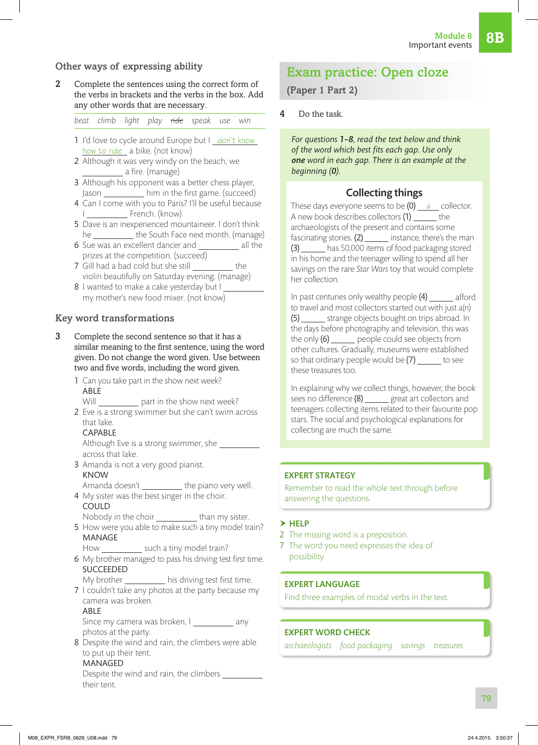## Other ways of expressing ability

**2** Complete the sentences using the correct form of the verbs in brackets and the verbs in the box. Add any other words that are necessary.

*beat climb light play ~~ride~~ speak use win*

1. I'd love to cycle around Europe but I <u>don't know how to ride</u> a bike. (not know)
2. Although it was very windy on the beach, we __________ a fire. (manage)
3. Although his opponent was a better chess player, Jason __________ him in the first game. (succeed)
4. Can I come with you to Paris? I'll be useful because I __________ French. (know)
5. Dave is an inexperienced mountaineer. I don't think he __________ the South Face next month. (manage)
6. Sue was an excellent dancer and __________ all the prizes at the competition. (succeed)
7. Gill had a bad cold but she still __________ the violin beautifully on Saturday evening. (manage)
8. I wanted to make a cake yesterday but I __________ my mother's new food mixer. (not know)

## Key word transformations

**3** Complete the second sentence so that it has a similar meaning to the first sentence, using the word given. Do not change the word given. Use between two and five words, including the word given.

1. Can you take part in the show next week?
   ABLE
   Will __________ part in the show next week?
2. Eve is a strong swimmer but she can't swim across that lake.
   CAPABLE
   Although Eve is a strong swimmer, she __________ across that lake.
3. Amanda is not a very good pianist.
   KNOW
   Amanda doesn't __________ the piano very well.
4. My sister was the best singer in the choir.
   COULD
   Nobody in the choir __________ than my sister.
5. How were you able to make such a tiny model train?
   MANAGE
   How __________ such a tiny model train?
6. My brother managed to pass his driving test first time.
   SUCCEEDED
   My brother __________ his driving test first time.
7. I couldn't take any photos at the party because my camera was broken.
   ABLE
   Since my camera was broken, I __________ any photos at the party.
8. Despite the wind and rain, the climbers were able to put up their tent.
   MANAGED
   Despite the wind and rain, the climbers __________ their tent.

## Exam practice: Open cloze

### (Paper 1 Part 2)

**4** Do the task.

*For questions **1–8**, read the text below and think of the word which best fits each gap. Use only **one** word in each gap. There is an example at the beginning (**0**).*

### Collecting things

These days everyone seems to be (0) <u>a</u> collector. A new book describes collectors (1) ______ the archaeologists of the present and contains some fascinating stories. (2) ______ instance, there's the man (3) ______ has 50,000 items of food packaging stored in his home and the teenager willing to spend all her savings on the rare *Star Wars* toy that would complete her collection.

In past centuries only wealthy people (4) ______ afford to travel and most collectors started out with just a(n) (5) ______ strange objects bought on trips abroad. In the days before photography and television, this was the only (6) ______ people could see objects from other cultures. Gradually, museums were established so that ordinary people would be (7) ______ to see these treasures too.

In explaining why we collect things, however, the book sees no difference (8) ______ great art collectors and teenagers collecting items related to their favourite pop stars. The social and psychological explanations for collecting are much the same.

**EXPERT STRATEGY**

Remember to read the whole text through before answering the questions.

**HELP**

2 The missing word is a preposition.
7 The word you need expresses the idea of possibility.

**EXPERT LANGUAGE**

Find three examples of modal verbs in the text.

**EXPERT WORD CHECK**

*archaeologists food packaging savings treasures*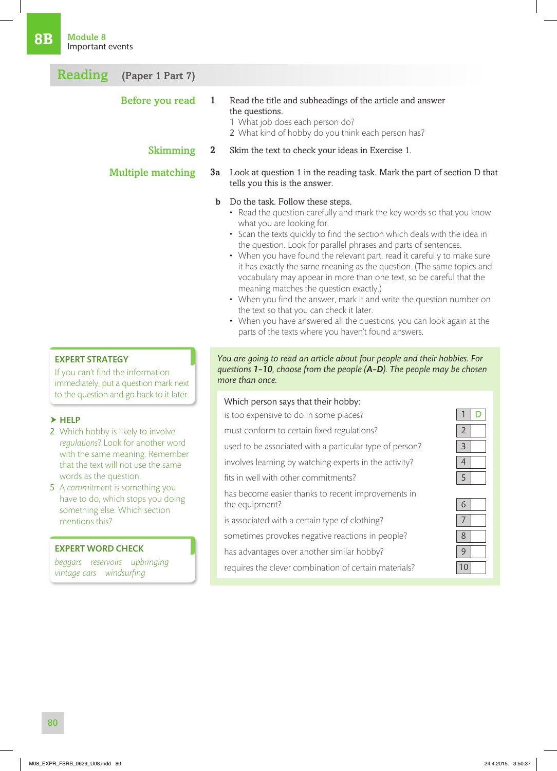**8B** Module 8
Important events

## Reading (Paper 1 Part 7)

### Before you read

**1** Read the title and subheadings of the article and answer the questions.

1 What job does each person do?
2 What kind of hobby do you think each person has?

### Skimming

**2** Skim the text to check your ideas in Exercise 1.

### Multiple matching

**3a** Look at question 1 in the reading task. Mark the part of section D that tells you this is the answer.

**b** Do the task. Follow these steps.

- Read the question carefully and mark the key words so that you know what you are looking for.
- Scan the texts quickly to find the section which deals with the idea in the question. Look for parallel phrases and parts of sentences.
- When you have found the relevant part, read it carefully to make sure it has exactly the same meaning as the question. (The same topics and vocabulary may appear in more than one text, so be careful that the meaning matches the question exactly.)
- When you find the answer, mark it and write the question number on the text so that you can check it later.
- When you have answered all the questions, you can look again at the parts of the texts where you haven't found answers.

**EXPERT STRATEGY**

If you can't find the information immediately, put a question mark next to the question and go back to it later.

**HELP**

2 Which hobby is likely to involve *regulations*? Look for another word with the same meaning. Remember that the text will not use the same words as the question.

5 A *commitment* is something you have to do, which stops you doing something else. Which section mentions this?

**EXPERT WORD CHECK**

*beggars reservoirs upbringing vintage cars windsurfing*

*You are going to read an article about four people and their hobbies. For questions **1–10**, choose from the people (**A–D**). The people may be chosen more than once.*

Which person says that their hobby:

| | | |
|---|---|---|
| is too expensive to do in some places? | 1 | D |
| must conform to certain fixed regulations? | 2 | |
| used to be associated with a particular type of person? | 3 | |
| involves learning by watching experts in the activity? | 4 | |
| fits in well with other commitments? | 5 | |
| has become easier thanks to recent improvements in the equipment? | 6 | |
| is associated with a certain type of clothing? | 7 | |
| sometimes provokes negative reactions in people? | 8 | |
| has advantages over another similar hobby? | 9 | |
| requires the clever combination of certain materials? | 10 | |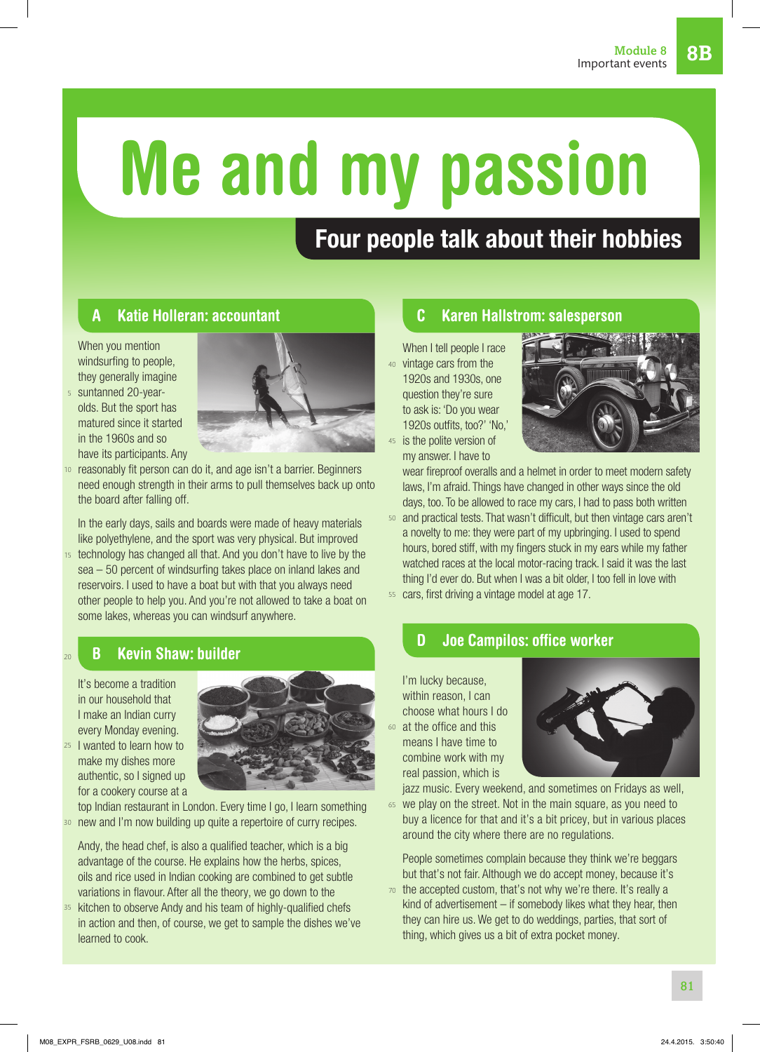# Me and my passion

## Four people talk about their hobbies

### A Katie Holleran: accountant

When you mention windsurfing to people, they generally imagine suntanned 20-year-olds. But the sport has matured since it started in the 1960s and so have its participants. Any reasonably fit person can do it, and age isn't a barrier. Beginners need enough strength in their arms to pull themselves back up onto the board after falling off.

In the early days, sails and boards were made of heavy materials like polyethylene, and the sport was very physical. But improved technology has changed all that. And you don't have to live by the sea – 50 percent of windsurfing takes place on inland lakes and reservoirs. I used to have a boat but with that you always need other people to help you. And you're not allowed to take a boat on some lakes, whereas you can windsurf anywhere.

### B Kevin Shaw: builder

It's become a tradition in our household that I make an Indian curry every Monday evening. I wanted to learn how to make my dishes more authentic, so I signed up for a cookery course at a top Indian restaurant in London. Every time I go, I learn something new and I'm now building up quite a repertoire of curry recipes.

Andy, the head chef, is also a qualified teacher, which is a big advantage of the course. He explains how the herbs, spices, oils and rice used in Indian cooking are combined to get subtle variations in flavour. After all the theory, we go down to the kitchen to observe Andy and his team of highly-qualified chefs in action and then, of course, we get to sample the dishes we've learned to cook.

### C Karen Hallstrom: salesperson

When I tell people I race vintage cars from the 1920s and 1930s, one question they're sure to ask is: 'Do you wear 1920s outfits, too?' 'No,' is the polite version of my answer. I have to wear fireproof overalls and a helmet in order to meet modern safety laws, I'm afraid. Things have changed in other ways since the old days, too. To be allowed to race my cars, I had to pass both written and practical tests. That wasn't difficult, but then vintage cars aren't a novelty to me: they were part of my upbringing. I used to spend hours, bored stiff, with my fingers stuck in my ears while my father watched races at the local motor-racing track. I said it was the last thing I'd ever do. But when I was a bit older, I too fell in love with cars, first driving a vintage model at age 17.

### D Joe Campilos: office worker

I'm lucky because, within reason, I can choose what hours I do at the office and this means I have time to combine work with my real passion, which is jazz music. Every weekend, and sometimes on Fridays as well, we play on the street. Not in the main square, as you need to buy a licence for that and it's a bit pricey, but in various places around the city where there are no regulations.

People sometimes complain because they think we're beggars but that's not fair. Although we do accept money, because it's the accepted custom, that's not why we're there. It's really a kind of advertisement – if somebody likes what they hear, then they can hire us. We get to do weddings, parties, that sort of thing, which gives us a bit of extra pocket money.